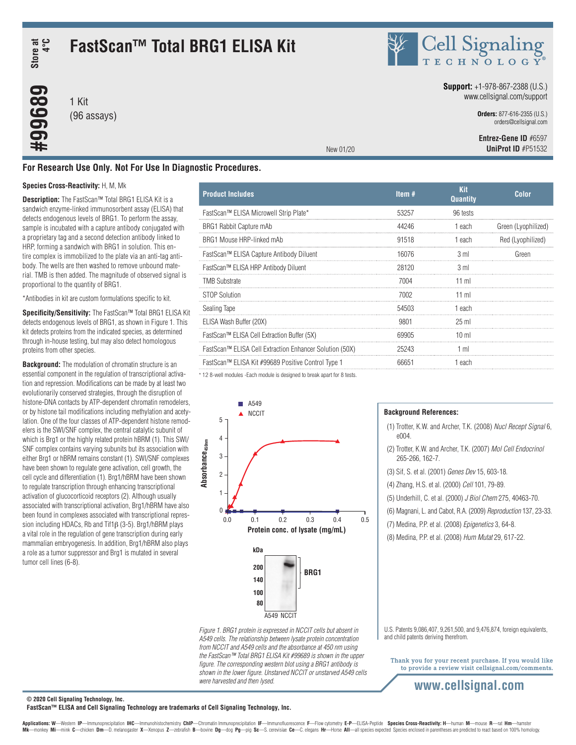# FastScan™ Total BRG1 ELISA Kit

Store at 4°C

#99689

1 Kit
(96 assays)

New 01/20

**Support:** +1-978-867-2388 (U.S.)
www.cellsignal.com/support

**Orders:** 877-616-2355 (U.S.)
orders@cellsignal.com

**Entrez-Gene ID** #6597
**UniProt ID** #P51532

## For Research Use Only. Not For Use In Diagnostic Procedures.

**Species Cross-Reactivity:** H, M, Mk

**Description:** The FastScan™ Total BRG1 ELISA Kit is a sandwich enzyme-linked immunosorbent assay (ELISA) that detects endogenous levels of BRG1. To perform the assay, sample is incubated with a capture antibody conjugated with a proprietary tag and a second detection antibody linked to HRP, forming a sandwich with BRG1 in solution. This entire complex is immobilized to the plate via an anti-tag antibody. The wells are then washed to remove unbound material. TMB is then added. The magnitude of observed signal is proportional to the quantity of BRG1.

*Antibodies in kit are custom formulations specific to kit.

**Specificity/Sensitivity:** The FastScan™ Total BRG1 ELISA Kit detects endogenous levels of BRG1, as shown in Figure 1. This kit detects proteins from the indicated species, as determined through in-house testing, but may also detect homologous proteins from other species.

**Background:** The modulation of chromatin structure is an essential component in the regulation of transcriptional activation and repression. Modifications can be made by at least two evolutionarily conserved strategies, through the disruption of histone-DNA contacts by ATP-dependent chromatin remodelers, or by histone tail modifications including methylation and acetylation. One of the four classes of ATP-dependent histone remodelers is the SWI/SNF complex, the central catalytic subunit of which is Brg1 or the highly related protein hBRM (1). This SWI/SNF complex contains varying subunits but its association with either Brg1 or hBRM remains constant (1). SWI/SNF complexes have been shown to regulate gene activation, cell growth, the cell cycle and differentiation (1). Brg1/hBRM have been shown to regulate transcription through enhancing transcriptional activation of glucocorticoid receptors (2). Although usually associated with transcriptional activation, Brg1/hBRM have also been found in complexes associated with transcriptional repression including HDACs, Rb and Tif1β (3-5). Brg1/hBRM plays a vital role in the regulation of gene transcription during early mammalian embryogenesis. In addition, Brg1/hBRM also plays a role as a tumor suppressor and Brg1 is mutated in several tumor cell lines (6-8).

| Product Includes | Item # | Kit Quantity | Color |
|---|---|---|---|
| FastScan™ ELISA Microwell Strip Plate* | 53257 | 96 tests | |
| BRG1 Rabbit Capture mAb | 44246 | 1 each | Green (Lyophilized) |
| BRG1 Mouse HRP-linked mAb | 91518 | 1 each | Red (Lyophilized) |
| FastScan™ ELISA Capture Antibody Diluent | 16076 | 3 ml | Green |
| FastScan™ ELISA HRP Antibody Diluent | 28120 | 3 ml | |
| TMB Substrate | 7004 | 11 ml | |
| STOP Solution | 7002 | 11 ml | |
| Sealing Tape | 54503 | 1 each | |
| ELISA Wash Buffer (20X) | 9801 | 25 ml | |
| FastScan™ ELISA Cell Extraction Buffer (5X) | 69905 | 10 ml | |
| FastScan™ ELISA Cell Extraction Enhancer Solution (50X) | 25243 | 1 ml | |
| FastScan™ ELISA Kit #99689 Positive Control Type 1 | 66651 | 1 each | |

* 12 8-well modules -Each module is designed to break apart for 8 tests.

*Figure 1. BRG1 protein is expressed in NCCIT cells but absent in A549 cells. The relationship between lysate protein concentration from NCCIT and A549 cells and the absorbance at 450 nm using the FastScan™ Total BRG1 ELISA Kit #99689 is shown in the upper figure. The corresponding western blot using a BRG1 antibody is shown in the lower figure. Unstarved NCCIT or unstarved A549 cells were harvested and then lysed.*

### Background References:

(1) Trotter, K.W. and Archer, T.K. (2008) *Nucl Recept Signal* 6, e004.

(2) Trotter, K.W. and Archer, T.K. (2007) *Mol Cell Endocrinol* 265-266, 162-7.

(3) Sif, S. et al. (2001) *Genes Dev* 15, 603-18.

(4) Zhang, H.S. et al. (2000) *Cell* 101, 79-89.

(5) Underhill, C. et al. (2000) *J Biol Chem* 275, 40463-70.

(6) Magnani, L. and Cabot, R.A. (2009) *Reproduction* 137, 23-33.

(7) Medina, P.P. et al. (2008) *Epigenetics* 3, 64-8.

(8) Medina, P.P. et al. (2008) *Hum Mutat* 29, 617-22.

U.S. Patents 9,086,407, 9,261,500, and 9,476,874, foreign equivalents, and child patents deriving therefrom.

Thank you for your recent purchase. If you would like to provide a review visit cellsignal.com/comments.

www.cellsignal.com

© 2020 Cell Signaling Technology, Inc.
FastScan™ ELISA and Cell Signaling Technology are trademarks of Cell Signaling Technology, Inc.

**Applications: W**—Western **IP**—Immunoprecipitation **IHC**—Immunohistochemistry **ChIP**—Chromatin Immunoprecipitation **IF**—Immunofluorescence **F**—Flow cytometry **E-P**—ELISA-Peptide **Species Cross-Reactivity: H**—human **M**—mouse **R**—rat **Hm**—hamster **Mk**—monkey **Mi**—mink **C**—chicken **Dm**—D. melanogaster **X**—Xenopus **Z**—zebrafish **B**—bovine **Dg**—dog **Pg**—pig **Sc**—S. cerevisiae **Ce**—C. elegans **Hr**—Horse **All**—all species expected Species enclosed in parentheses are predicted to react based on 100% homology.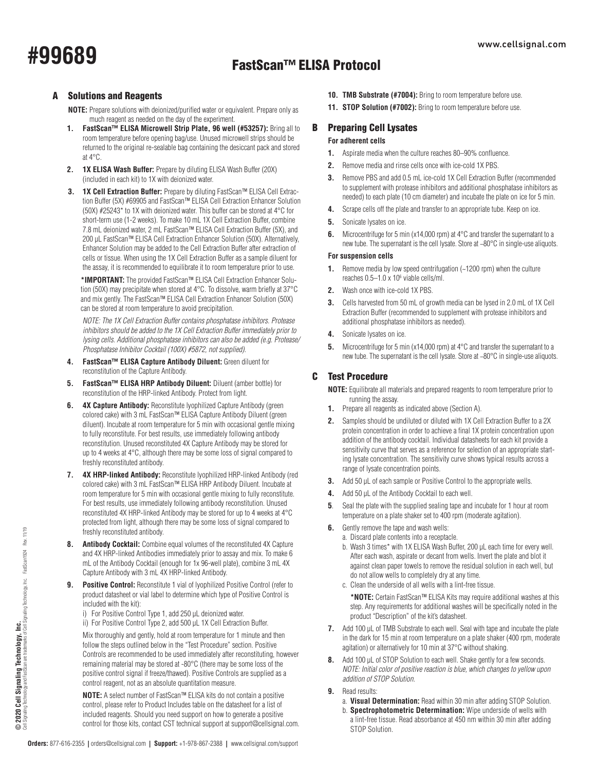# #99689

# FastScan™ ELISA Protocol

## A Solutions and Reagents

**NOTE:** Prepare solutions with deionized/purified water or equivalent. Prepare only as much reagent as needed on the day of the experiment.

1. **FastScan™ ELISA Microwell Strip Plate, 96 well (#53257):** Bring all to room temperature before opening bag/use. Unused microwell strips should be returned to the original re-sealable bag containing the desiccant pack and stored at 4°C.
2. **1X ELISA Wash Buffer:** Prepare by diluting ELISA Wash Buffer (20X) (included in each kit) to 1X with deionized water.
3. **1X Cell Extraction Buffer:** Prepare by diluting FastScan™ ELISA Cell Extraction Buffer (5X) #69905 and FastScan™ ELISA Cell Extraction Enhancer Solution (50X) #25243* to 1X with deionized water. This buffer can be stored at 4°C for short-term use (1-2 weeks). To make 10 mL 1X Cell Extraction Buffer, combine 7.8 mL deionized water, 2 mL FastScan™ ELISA Cell Extraction Buffer (5X), and 200 µL FastScan™ ELISA Cell Extraction Enhancer Solution (50X). Alternatively, Enhancer Solution may be added to the Cell Extraction Buffer after extraction of cells or tissue. When using the 1X Cell Extraction Buffer as a sample diluent for the assay, it is recommended to equilibrate it to room temperature prior to use.

   ***IMPORTANT:** The provided FastScan™ ELISA Cell Extraction Enhancer Solution (50X) may precipitate when stored at 4°C. To dissolve, warm briefly at 37°C and mix gently. The FastScan™ ELISA Cell Extraction Enhancer Solution (50X) can be stored at room temperature to avoid precipitation.

   *NOTE: The 1X Cell Extraction Buffer contains phosphatase inhibitors. Protease inhibitors should be added to the 1X Cell Extraction Buffer immediately prior to lysing cells. Additional phosphatase inhibitors can also be added (e.g. Protease/Phosphatase Inhibitor Cocktail (100X) #5872, not supplied).*
4. **FastScan™ ELISA Capture Antibody Diluent:** Green diluent for reconstitution of the Capture Antibody.
5. **FastScan™ ELISA HRP Antibody Diluent:** Diluent (amber bottle) for reconstitution of the HRP-linked Antibody. Protect from light.
6. **4X Capture Antibody:** Reconstitute lyophilized Capture Antibody (green colored cake) with 3 mL FastScan™ ELISA Capture Antibody Diluent (green diluent). Incubate at room temperature for 5 min with occasional gentle mixing to fully reconstitute. For best results, use immediately following antibody reconstitution. Unused reconstituted 4X Capture Antibody may be stored for up to 4 weeks at 4°C, although there may be some loss of signal compared to freshly reconstituted antibody.
7. **4X HRP-linked Antibody:** Reconstitute lyophilized HRP-linked Antibody (red colored cake) with 3 mL FastScan™ ELISA HRP Antibody Diluent. Incubate at room temperature for 5 min with occasional gentle mixing to fully reconstitute. For best results, use immediately following antibody reconstitution. Unused reconstituted 4X HRP-linked Antibody may be stored for up to 4 weeks at 4°C protected from light, although there may be some loss of signal compared to freshly reconstituted antibody.
8. **Antibody Cocktail:** Combine equal volumes of the reconstituted 4X Capture and 4X HRP-linked Antibodies immediately prior to assay and mix. To make 6 mL of the Antibody Cocktail (enough for 1x 96-well plate), combine 3 mL 4X Capture Antibody with 3 mL 4X HRP-linked Antibody.
9. **Positive Control:** Reconstitute 1 vial of lyophilized Positive Control (refer to product datasheet or vial label to determine which type of Positive Control is included with the kit):
   i) For Positive Control Type 1, add 250 µL deionized water.
   ii) For Positive Control Type 2, add 500 µL 1X Cell Extraction Buffer.

   Mix thoroughly and gently, hold at room temperature for 1 minute and then follow the steps outlined below in the "Test Procedure" section. Positive Controls are recommended to be used immediately after reconstituting, however remaining material may be stored at -80°C (there may be some loss of the positive control signal if freeze/thawed). Positive Controls are supplied as a control reagent, not as an absolute quantitation measure.

   **NOTE:** A select number of FastScan™ ELISA kits do not contain a positive control, please refer to Product Includes table on the datasheet for a list of included reagents. Should you need support on how to generate a positive control for those kits, contact CST technical support at support@cellsignal.com.
10. **TMB Substrate (#7004):** Bring to room temperature before use.
11. **STOP Solution (#7002):** Bring to room temperature before use.

## B Preparing Cell Lysates

### For adherent cells

1. Aspirate media when the culture reaches 80–90% confluence.
2. Remove media and rinse cells once with ice-cold 1X PBS.
3. Remove PBS and add 0.5 mL ice-cold 1X Cell Extraction Buffer (recommended to supplement with protease inhibitors and additional phosphatase inhibitors as needed) to each plate (10 cm diameter) and incubate the plate on ice for 5 min.
4. Scrape cells off the plate and transfer to an appropriate tube. Keep on ice.
5. Sonicate lysates on ice.
6. Microcentrifuge for 5 min (x14,000 rpm) at 4°C and transfer the supernatant to a new tube. The supernatant is the cell lysate. Store at –80°C in single-use aliquots.

### For suspension cells

1. Remove media by low speed centrifugation (~1200 rpm) when the culture reaches 0.5–1.0 x $10^6$ viable cells/ml.
2. Wash once with ice-cold 1X PBS.
3. Cells harvested from 50 mL of growth media can be lysed in 2.0 mL of 1X Cell Extraction Buffer (recommended to supplement with protease inhibitors and additional phosphatase inhibitors as needed).
4. Sonicate lysates on ice.
5. Microcentrifuge for 5 min (x14,000 rpm) at 4°C and transfer the supernatant to a new tube. The supernatant is the cell lysate. Store at –80°C in single-use aliquots.

## C Test Procedure

**NOTE:** Equilibrate all materials and prepared reagents to room temperature prior to running the assay.

1. Prepare all reagents as indicated above (Section A).
2. Samples should be undiluted or diluted with 1X Cell Extraction Buffer to a 2X protein concentration in order to achieve a final 1X protein concentration upon addition of the antibody cocktail. Individual datasheets for each kit provide a sensitivity curve that serves as a reference for selection of an appropriate starting lysate concentration. The sensitivity curve shows typical results across a range of lysate concentration points.
3. Add 50 µL of each sample or Positive Control to the appropriate wells.
4. Add 50 µL of the Antibody Cocktail to each well.
5. Seal the plate with the supplied sealing tape and incubate for 1 hour at room temperature on a plate shaker set to 400 rpm (moderate agitation).
6. Gently remove the tape and wash wells:
   a. Discard plate contents into a receptacle.
   b. Wash 3 times* with 1X ELISA Wash Buffer, 200 µL each time for every well. After each wash, aspirate or decant from wells. Invert the plate and blot it against clean paper towels to remove the residual solution in each well, but do not allow wells to completely dry at any time.
   c. Clean the underside of all wells with a lint-free tissue.

   ***NOTE:** Certain FastScan™ ELISA Kits may require additional washes at this step. Any requirements for additional washes will be specifically noted in the product "Description" of the kit's datasheet.
7. Add 100 µL of TMB Substrate to each well. Seal with tape and incubate the plate in the dark for 15 min at room temperature on a plate shaker (400 rpm, moderate agitation) or alternatively for 10 min at 37°C without shaking.
8. Add 100 µL of STOP Solution to each well. Shake gently for a few seconds. *NOTE: Initial color of positive reaction is blue, which changes to yellow upon addition of STOP Solution.*
9. Read results:
   a. **Visual Determination:** Read within 30 min after adding STOP Solution.
   b. **Spectrophotometric Determination:** Wipe underside of wells with a lint-free tissue. Read absorbance at 450 nm within 30 min after adding STOP Solution.

**© 2020 Cell Signaling Technology, Inc.** Cell Signaling Technology and FastScan are trademarks of Cell Signaling Technology, Inc. FastScan1924 Rev. 11/19

**Orders:** 877-616-2355 | orders@cellsignal.com | **Support:** +1-978-867-2388 | www.cellsignal.com/support